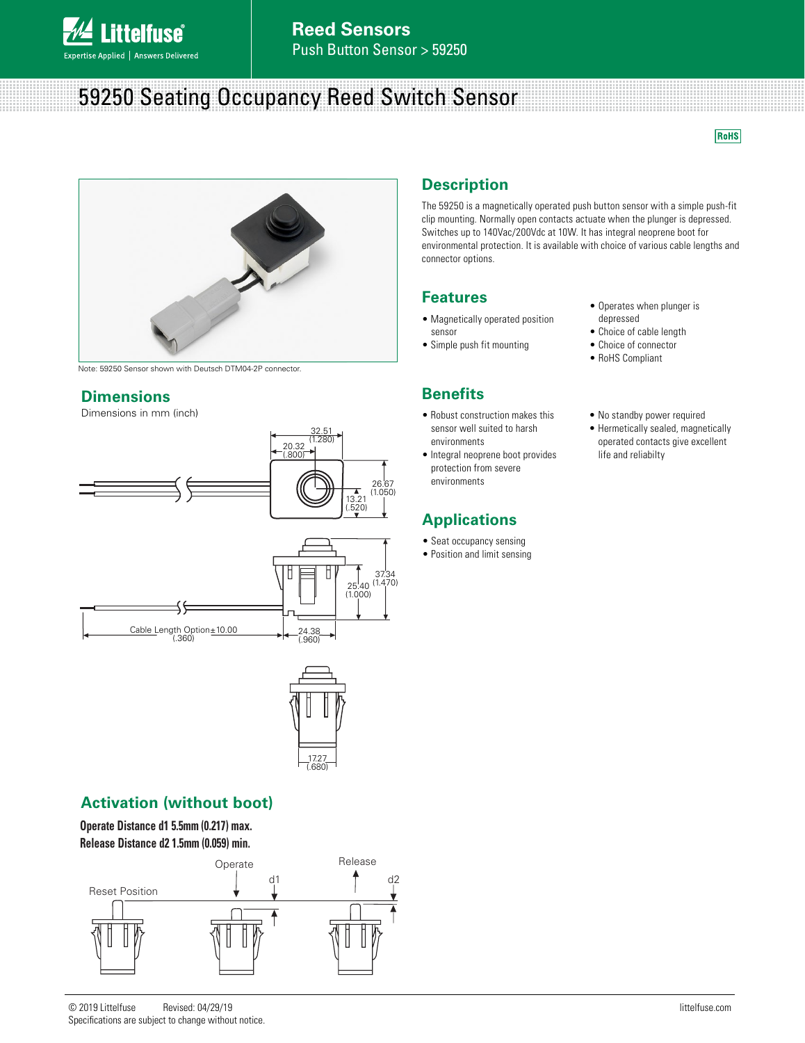# 59250 Seating Occupancy Reed Switch Sensor

RoHS

Note: 59250 Sensor shown with Deutsch DTM04-2P connector.

## Description

The 59250 is a magnetically operated push button sensor with a simple push-fit clip mounting. Normally open contacts actuate when the plunger is depressed. Switches up to 140Vac/200Vdc at 10W. It has integral neoprene boot for environmental protection. It is available with choice of various cable lengths and connector options.

## Features

- Magnetically operated position sensor
- Simple push fit mounting
- Operates when plunger is depressed
- Choice of cable length
- Choice of connector
- RoHS Compliant

## Benefits

- Robust construction makes this sensor well suited to harsh environments
- Integral neoprene boot provides protection from severe environments
- No standby power required
- Hermetically sealed, magnetically operated contacts give excellent life and reliabilty

## Applications

- Seat occupancy sensing
- Position and limit sensing

## Dimensions

Dimensions in mm (inch)

32.51 (1.280)
20.32 (.800)
26.67 (1.050)
13.21 (.520)
37.34 (1.470)
25.40 (1.000)
Cable Length Option±10.00 (.360)
24.38 (.960)
17.27 (.680)

## Activation (without boot)

**Operate Distance d1 5.5mm (0.217) max.**
**Release Distance d2 1.5mm (0.059) min.**

Reset Position — Operate — d1 — Release — d2

© 2019 Littelfuse Revised: 04/29/19
Specifications are subject to change without notice.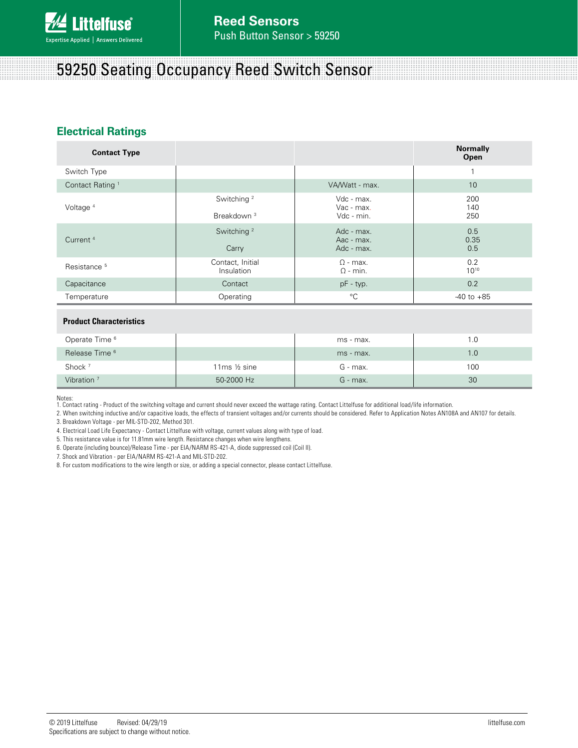# 59250 Seating Occupancy Reed Switch Sensor

## Electrical Ratings

| Contact Type | | | Normally Open |
|---|---|---|---|
| Switch Type | | | 1 |
| Contact Rating [1] | | VA/Watt - max. | 10 |
| Voltage [4] | Switching [2] | Vdc - max. | 200 |
| | | Vac - max. | 140 |
| | Breakdown [3] | Vdc - min. | 250 |
| Current [4] | Switching [2] | Adc - max. | 0.5 |
| | | Aac - max. | 0.35 |
| | Carry | Adc - max. | 0.5 |
| Resistance [5] | Contact, Initial | Ω - max. | 0.2 |
| | Insulation | Ω - min. | $10^{10}$ |
| Capacitance | Contact | pF - typ. | 0.2 |
| Temperature | Operating | °C | -40 to +85 |

| Product Characteristics | | | |
|---|---|---|---|
| Operate Time [6] | | ms - max. | 1.0 |
| Release Time [6] | | ms - max. | 1.0 |
| Shock [7] | 11ms ½ sine | G - max. | 100 |
| Vibration [7] | 50-2000 Hz | G - max. | 30 |

Notes:

1. Contact rating - Product of the switching voltage and current should never exceed the wattage rating. Contact Littelfuse for additional load/life information.
2. When switching inductive and/or capacitive loads, the effects of transient voltages and/or currents should be considered. Refer to Application Notes AN108A and AN107 for details.
3. Breakdown Voltage - per MIL-STD-202, Method 301.
4. Electrical Load Life Expectancy - Contact Littelfuse with voltage, current values along with type of load.
5. This resistance value is for 11.81mm wire length. Resistance changes when wire lengthens.
6. Operate (including bounce)/Release Time - per EIA/NARM RS-421-A, diode suppressed coil (Coil II).
7. Shock and Vibration - per EIA/NARM RS-421-A and MIL-STD-202.
8. For custom modifications to the wire length or size, or adding a special connector, please contact Littelfuse.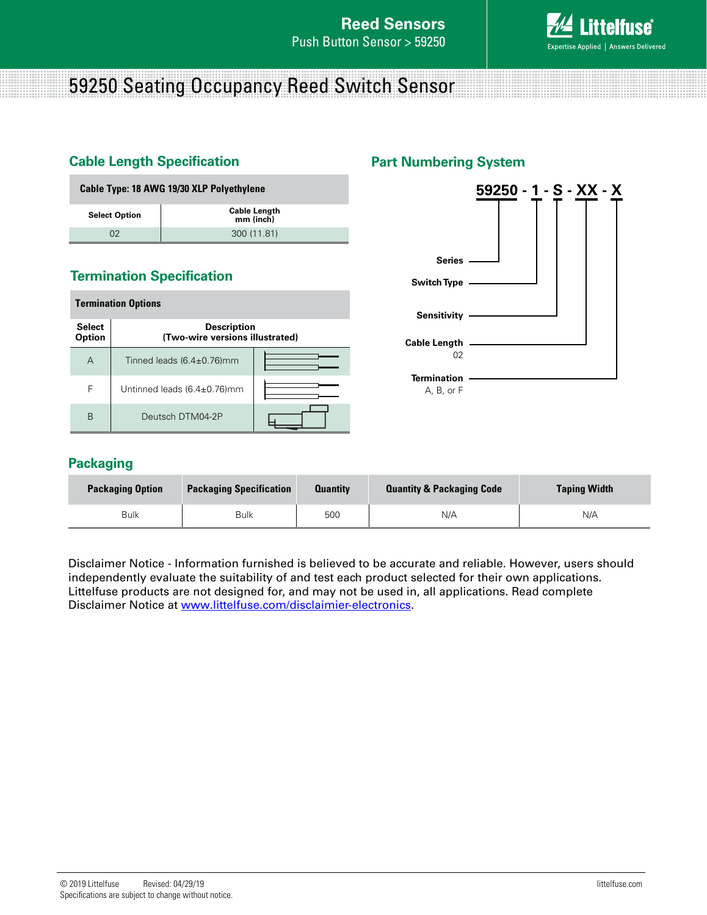# 59250 Seating Occupancy Reed Switch Sensor

## Cable Length Specification

| Cable Type: 18 AWG 19/30 XLP Polyethylene | |
|---|---|
| **Select Option** | **Cable Length mm (inch)** |
| 02 | 300 (11.81) |

## Termination Specification

| Termination Options | | |
|---|---|---|
| **Select Option** | **Description (Two-wire versions illustrated)** | |
| A | Tinned leads (6.4±0.76)mm | |
| F | Untinned leads (6.4±0.76)mm | |
| B | Deutsch DTM04-2P | |

## Part Numbering System

**59250 - 1 - S - XX - X**

- **Series**
- **Switch Type**
- **Sensitivity**
- **Cable Length**
  02
- **Termination**
  A, B, or F

## Packaging

| Packaging Option | Packaging Specification | Quantity | Quantity & Packaging Code | Taping Width |
|---|---|---|---|---|
| Bulk | Bulk | 500 | N/A | N/A |

Disclaimer Notice - Information furnished is believed to be accurate and reliable. However, users should independently evaluate the suitability of and test each product selected for their own applications. Littelfuse products are not designed for, and may not be used in, all applications. Read complete Disclaimer Notice at www.littelfuse.com/disclaimier-electronics.

© 2019 Littelfuse Revised: 04/29/19
Specifications are subject to change without notice.